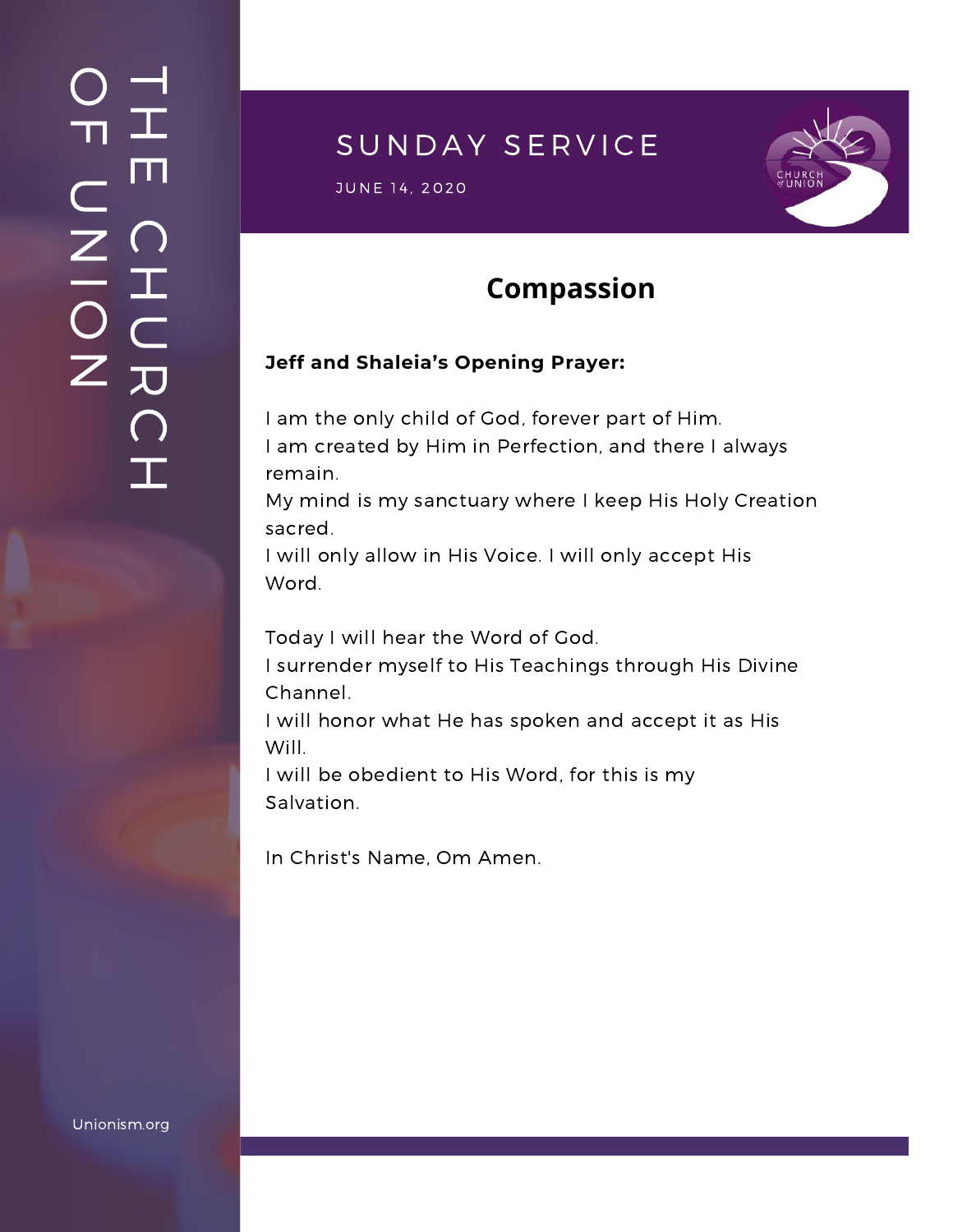# THE CHURCH OF UNION

## SUNDAY SERVICE

JUNE 14, 2020

## Compassion

**Jeff and Shaleia's Opening Prayer:**

I am the only child of God, forever part of Him.
I am created by Him in Perfection, and there I always remain.
My mind is my sanctuary where I keep His Holy Creation sacred.
I will only allow in His Voice. I will only accept His Word.

Today I will hear the Word of God.
I surrender myself to His Teachings through His Divine Channel.
I will honor what He has spoken and accept it as His Will.
I will be obedient to His Word, for this is my Salvation.

In Christ's Name, Om Amen.

Unionism.org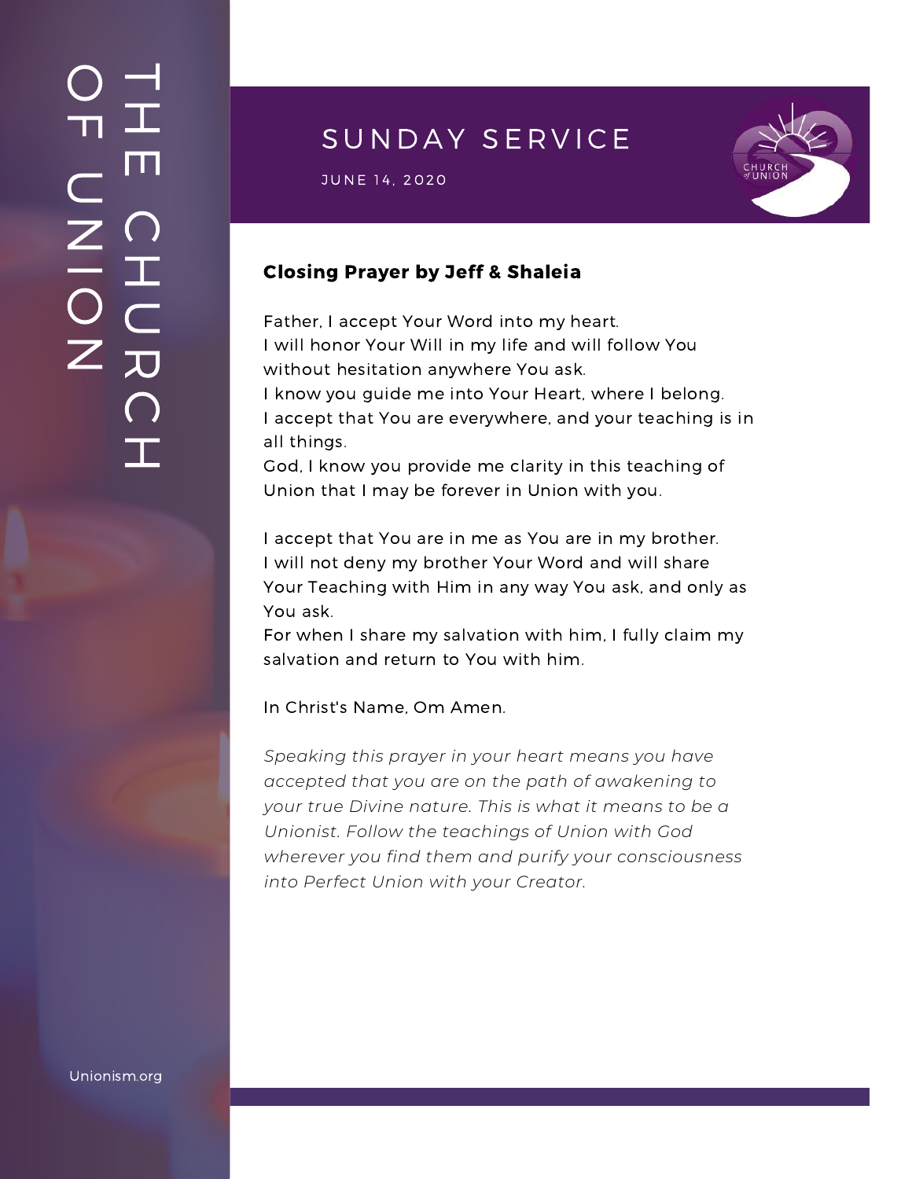# SUNDAY SERVICE

JUNE 14, 2020

**Closing Prayer by Jeff & Shaleia**

Father, I accept Your Word into my heart.
I will honor Your Will in my life and will follow You without hesitation anywhere You ask.
I know you guide me into Your Heart, where I belong.
I accept that You are everywhere, and your teaching is in all things.
God, I know you provide me clarity in this teaching of Union that I may be forever in Union with you.

I accept that You are in me as You are in my brother.
I will not deny my brother Your Word and will share Your Teaching with Him in any way You ask, and only as You ask.
For when I share my salvation with him, I fully claim my salvation and return to You with him.

In Christ's Name, Om Amen.

*Speaking this prayer in your heart means you have accepted that you are on the path of awakening to your true Divine nature. This is what it means to be a Unionist. Follow the teachings of Union with God wherever you find them and purify your consciousness into Perfect Union with your Creator.*